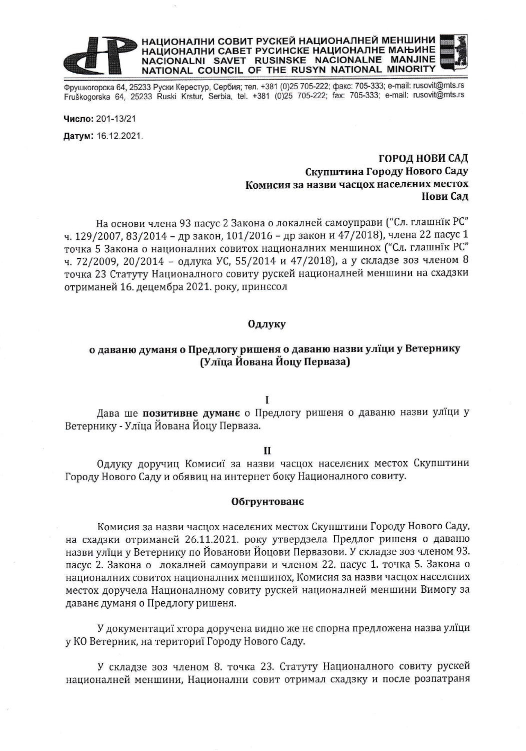**НАЦИОНАЛНИ СОВИТ РУСКЕЙ НАЦИОНАЛНЕЙ МЕНШИНИ**
**НАЦИОНАЛНИ САВЕТ РУСИНСКЕ НАЦИОНАЛНЕ МАЊИНЕ**
**NACIONALNI SAVET RUSINSKE NACIONALNE MANJINE**
**NATIONAL COUNCIL OF THE RUSYN NATIONAL MINORITY**

Фрушкогорска 64, 25233 Руски Керестур, Сербия; тел. +381 (0)25 705-222; факс: 705-333; e-mail: rusovit@mts.rs
Fruškogorska 64, 25233 Ruski Krstur, Serbia, tel. +381 (0)25 705-222; fax: 705-333; e-mail: rusovit@mts.rs

**Число:** 201-13/21

**Датум:** 16.12.2021.

**ГОРОД НОВИ САД**
**Скупштина Городу Нового Саду**
**Комисия за назви часцох населєних местох**
**Нови Сад**

На основи члена 93 пасус 2 Закона о локалней самоуправи ("Сл. глашнїк РС" ч. 129/2007, 83/2014 – др закон, 101/2016 – др закон и 47/2018), члена 22 пасус 1 точка 5 Закона о националних совитох националних меншинох ("Сл. глашнїк РС" ч. 72/2009, 20/2014 – одлука УС, 55/2014 и 47/2018), а у складзе зоз членом 8 точка 23 Статуту Националного совиту рускей националней меншини на сходзки отриманей 16. децембра 2021. року, принєсол

## Одлуку

## о даваню думаня о Предлогу ришеня о даваню назви улїци у Ветернику (Улїца Йована Йоцу Перваза)

**I**

Дава ше **позитивне думанє** о Предлогу ришеня о даваню назви улїци у Ветернику - Улїца Йована Йоцу Перваза.

**II**

Одлуку доручиц Комисиї за назви часцох населєних местох Скупштини Городу Нового Саду и обявиц на интернет боку Националного совиту.

### Обгрунтованє

Комисия за назви часцох населєних местох Скупштини Городу Нового Саду, на сходзки отриманей 26.11.2021. року утвердзела Предлог ришеня о даваню назви улїци у Ветернику по Йованови Йоцови Первазови. У складзе зоз членом 93. пасус 2. Закона о локалней самоуправи и членом 22. пасус 1. точка 5. Закона о националних совитох националних меншинох, Комисия за назви часцох населєних местох доручела Националному совиту рускей националней меншини Вимогу за даванє думаня о Предлогу ришеня.

У документациї хтора доручена видно же нє спорна предложена назва улїци у КО Ветерник, на териториї Городу Нового Саду.

У складзе зоз членом 8. точка 23. Статуту Националного совиту рускей националней меншини, Национални совит отримал сходзку и после розпатраня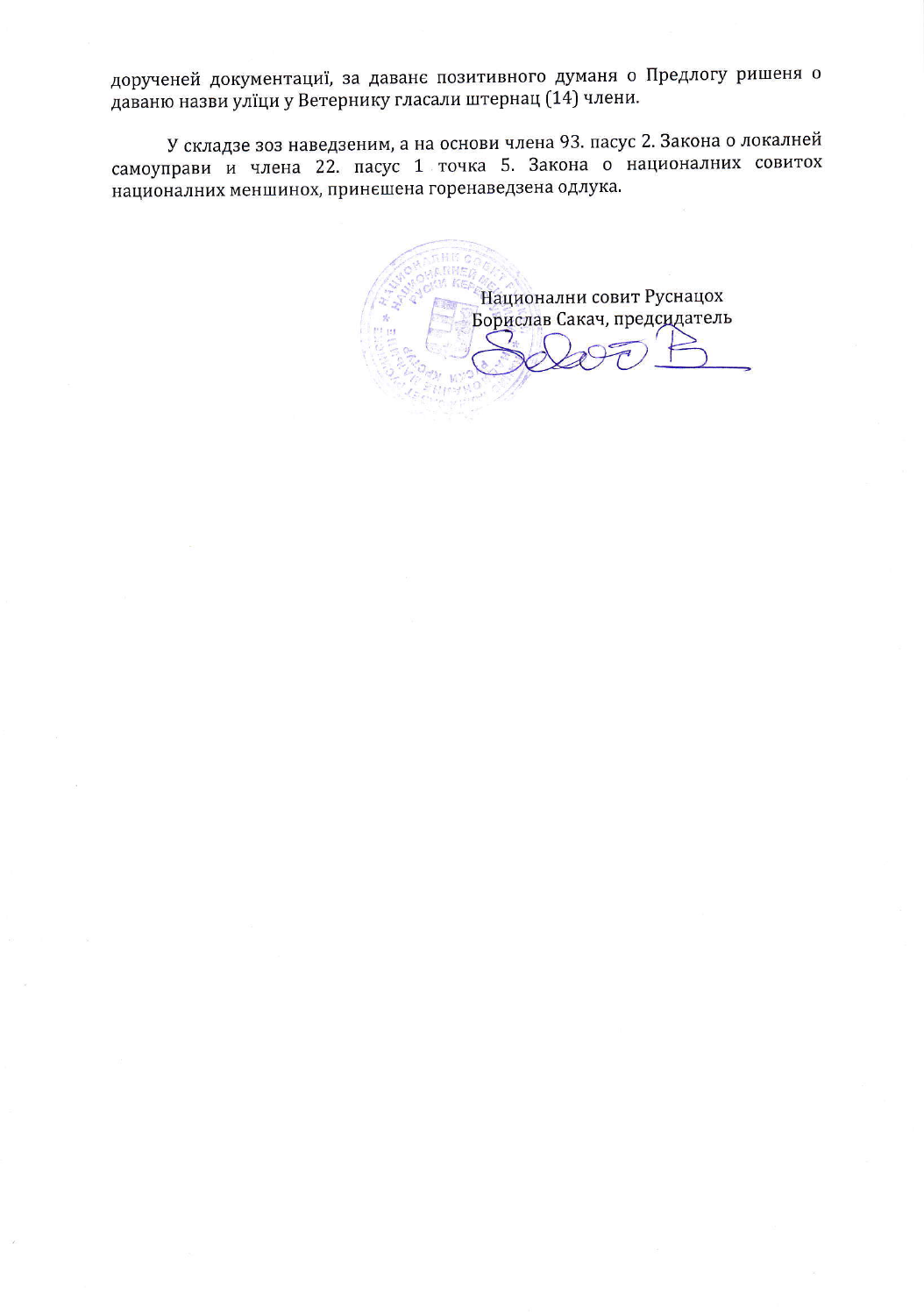доручeней документациї, за даванє позитивного думаня о Предлогу ришеня о даваню назви улїци у Ветернику гласали штернац (14) члени.

У складзе зоз наведзеним, а на основи члена 93. пасус 2. Закона о локалней самоуправи и члена 22. пасус 1 точка 5. Закона о националних совитох националних меншинох, принєшена горенаведзена одлука.

Национални совит Руснацох  
Борислав Сакач, предсидатель